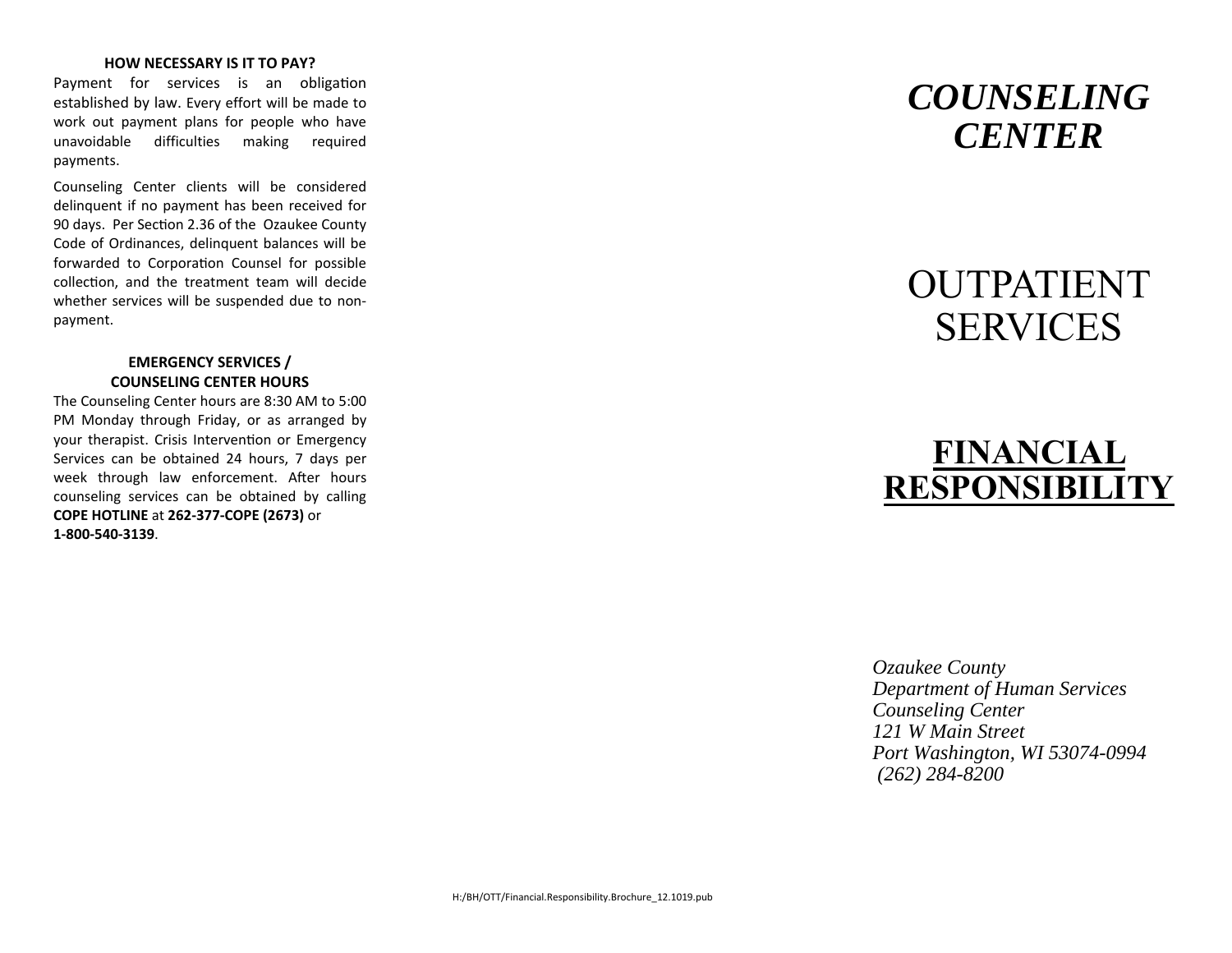**HOW NECESSARY IS IT TO PAY?**

Payment for services is an obligation established by law. Every effort will be made to work out payment plans for people who have unavoidable difficulties making required payments.

Counseling Center clients will be considered delinquent if no payment has been received for 90 days. Per Section 2.36 of the Ozaukee County Code of Ordinances, delinquent balances will be forwarded to Corporation Counsel for possible collection, and the treatment team will decide whether services will be suspended due to non-payment.

**EMERGENCY SERVICES / COUNSELING CENTER HOURS**

The Counseling Center hours are 8:30 AM to 5:00 PM Monday through Friday, or as arranged by your therapist. Crisis Intervention or Emergency Services can be obtained 24 hours, 7 days per week through law enforcement. After hours counseling services can be obtained by calling **COPE HOTLINE** at **262-377-COPE (2673)** or **1-800-540-3139**.

H:/BH/OTT/Financial.Responsibility.Brochure_12.1019.pub

# *COUNSELING CENTER*

# OUTPATIENT SERVICES

# FINANCIAL RESPONSIBILITY

*Ozaukee County*
*Department of Human Services*
*Counseling Center*
*121 W Main Street*
*Port Washington, WI 53074-0994*
*(262) 284-8200*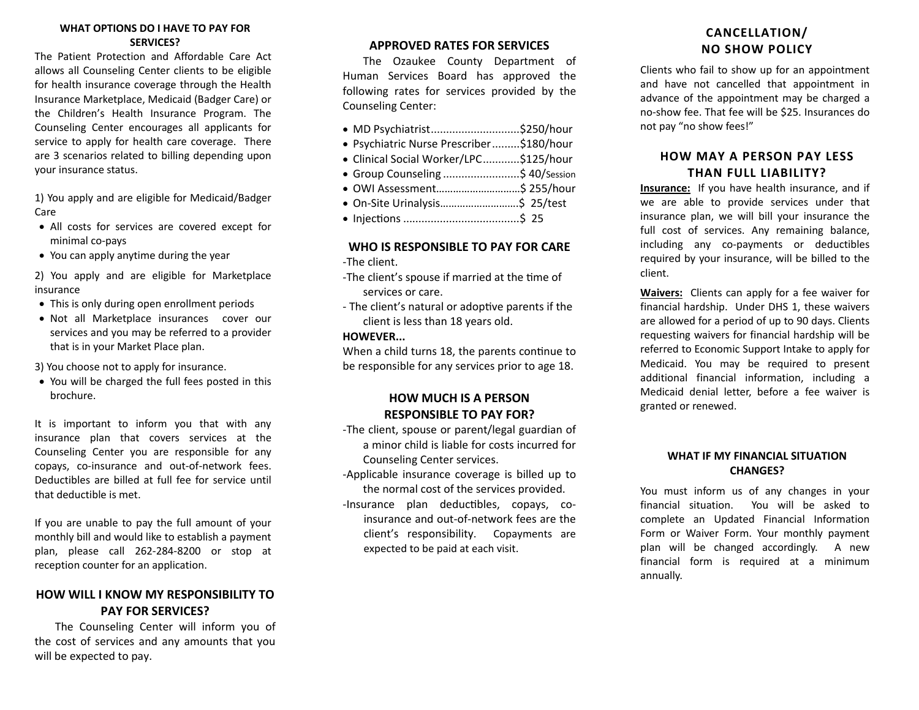### WHAT OPTIONS DO I HAVE TO PAY FOR SERVICES?

The Patient Protection and Affordable Care Act allows all Counseling Center clients to be eligible for health insurance coverage through the Health Insurance Marketplace, Medicaid (Badger Care) or the Children's Health Insurance Program. The Counseling Center encourages all applicants for service to apply for health care coverage. There are 3 scenarios related to billing depending upon your insurance status.

1) You apply and are eligible for Medicaid/Badger Care

- All costs for services are covered except for minimal co-pays
- You can apply anytime during the year

2) You apply and are eligible for Marketplace insurance

- This is only during open enrollment periods
- Not all Marketplace insurances cover our services and you may be referred to a provider that is in your Market Place plan.

3) You choose not to apply for insurance.

- You will be charged the full fees posted in this brochure.

It is important to inform you that with any insurance plan that covers services at the Counseling Center you are responsible for any copays, co-insurance and out-of-network fees. Deductibles are billed at full fee for service until that deductible is met.

If you are unable to pay the full amount of your monthly bill and would like to establish a payment plan, please call 262-284-8200 or stop at reception counter for an application.

## HOW WILL I KNOW MY RESPONSIBILITY TO PAY FOR SERVICES?

The Counseling Center will inform you of the cost of services and any amounts that you will be expected to pay.

## APPROVED RATES FOR SERVICES

The Ozaukee County Department of Human Services Board has approved the following rates for services provided by the Counseling Center:

- MD Psychiatrist............................$250/hour
- Psychiatric Nurse Prescriber.........$180/hour
- Clinical Social Worker/LPC...........$125/hour
- Group Counseling.........................$ 40/Session
- OWI Assessment...........................$ 255/hour
- On-Site Urinalysis.........................$ 25/test
- Injections.....................................$ 25

## WHO IS RESPONSIBLE TO PAY FOR CARE

-The client.

-The client's spouse if married at the time of services or care.

- The client's natural or adoptive parents if the client is less than 18 years old.

**HOWEVER...**

When a child turns 18, the parents continue to be responsible for any services prior to age 18.

## HOW MUCH IS A PERSON RESPONSIBLE TO PAY FOR?

-The client, spouse or parent/legal guardian of a minor child is liable for costs incurred for Counseling Center services.

-Applicable insurance coverage is billed up to the normal cost of the services provided.

-Insurance plan deductibles, copays, co-insurance and out-of-network fees are the client's responsibility. Copayments are expected to be paid at each visit.

## CANCELLATION/ NO SHOW POLICY

Clients who fail to show up for an appointment and have not cancelled that appointment in advance of the appointment may be charged a no-show fee. That fee will be $25. Insurances do not pay "no show fees!"

## HOW MAY A PERSON PAY LESS THAN FULL LIABILITY?

**Insurance:** If you have health insurance, and if we are able to provide services under that insurance plan, we will bill your insurance the full cost of services. Any remaining balance, including any co-payments or deductibles required by your insurance, will be billed to the client.

**Waivers:** Clients can apply for a fee waiver for financial hardship. Under DHS 1, these waivers are allowed for a period of up to 90 days. Clients requesting waivers for financial hardship will be referred to Economic Support Intake to apply for Medicaid. You may be required to present additional financial information, including a Medicaid denial letter, before a fee waiver is granted or renewed.

### WHAT IF MY FINANCIAL SITUATION CHANGES?

You must inform us of any changes in your financial situation. You will be asked to complete an Updated Financial Information Form or Waiver Form. Your monthly payment plan will be changed accordingly. A new financial form is required at a minimum annually.